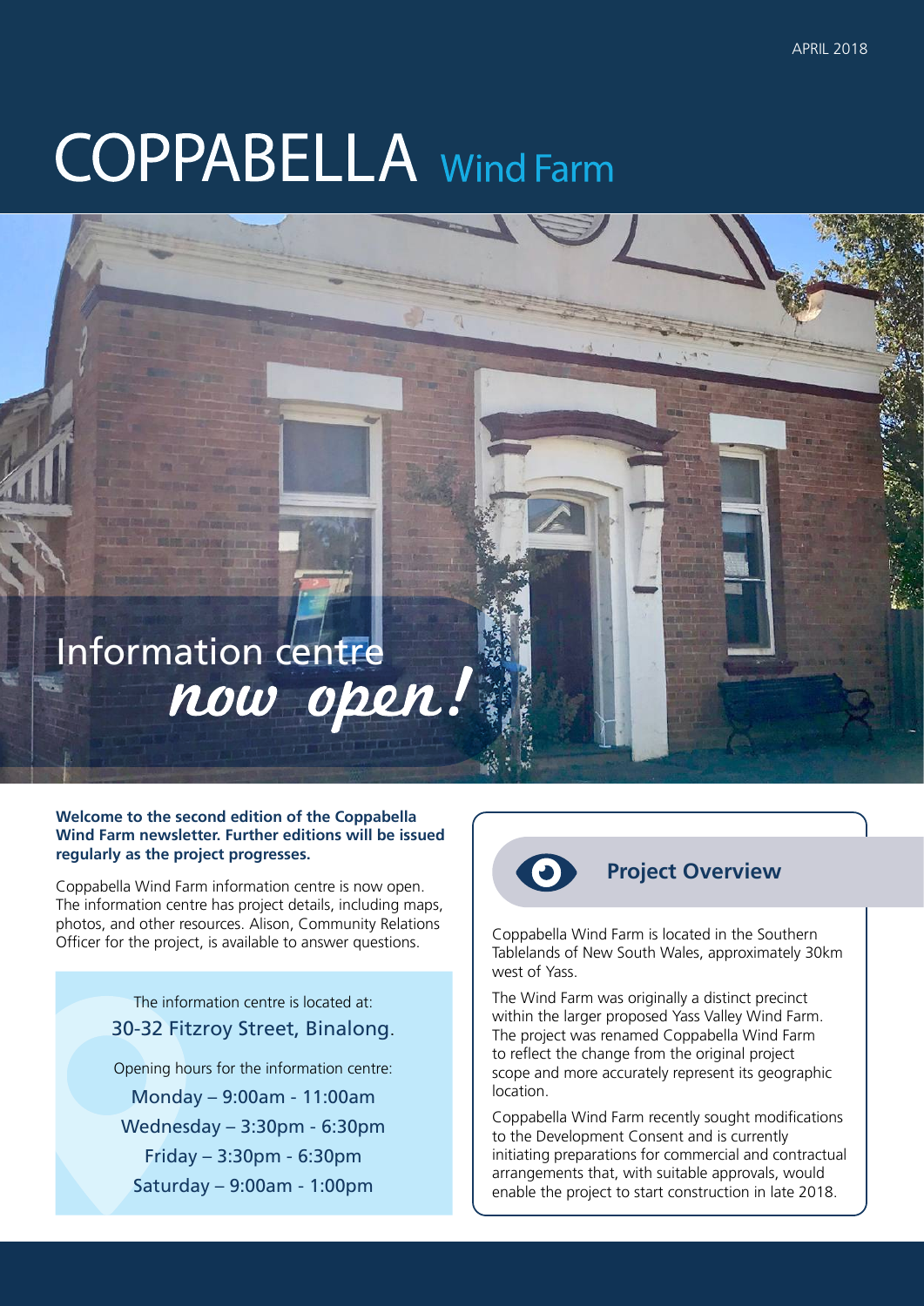APRIL 2018

# COPPABELLA Wind Farm

## Information centre *now open!*

**Welcome to the second edition of the Coppabella Wind Farm newsletter. Further editions will be issued regularly as the project progresses.**

Coppabella Wind Farm information centre is now open. The information centre has project details, including maps, photos, and other resources. Alison, Community Relations Officer for the project, is available to answer questions.

The information centre is located at:
30-32 Fitzroy Street, Binalong.

Opening hours for the information centre:

Monday – 9:00am - 11:00am
Wednesday – 3:30pm - 6:30pm
Friday – 3:30pm - 6:30pm
Saturday – 9:00am - 1:00pm

### Project Overview

Coppabella Wind Farm is located in the Southern Tablelands of New South Wales, approximately 30km west of Yass.

The Wind Farm was originally a distinct precinct within the larger proposed Yass Valley Wind Farm. The project was renamed Coppabella Wind Farm to reflect the change from the original project scope and more accurately represent its geographic location.

Coppabella Wind Farm recently sought modifications to the Development Consent and is currently initiating preparations for commercial and contractual arrangements that, with suitable approvals, would enable the project to start construction in late 2018.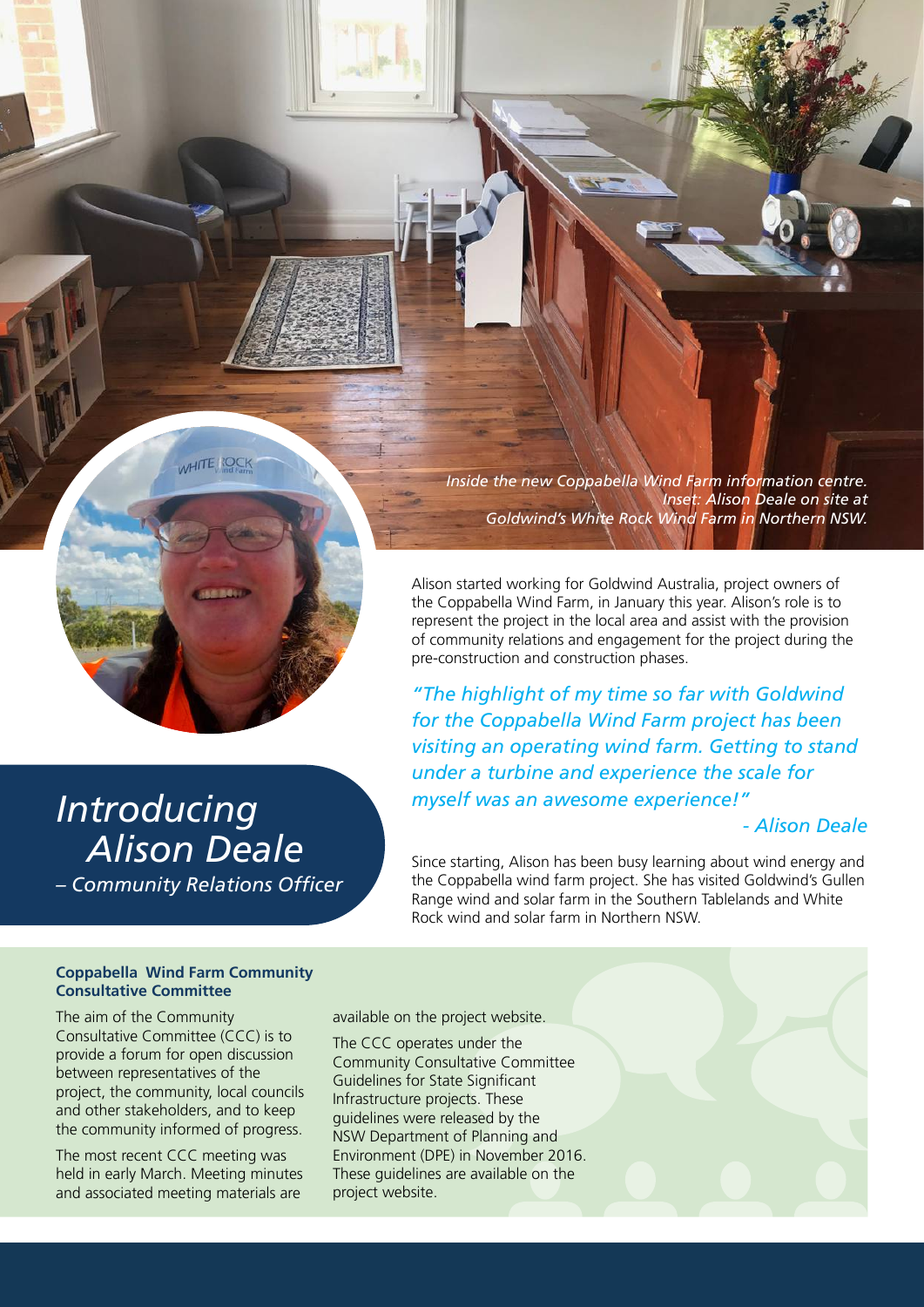*Inside the new Coppabella Wind Farm information centre. Inset: Alison Deale on site at Goldwind's White Rock Wind Farm in Northern NSW.*

# *Introducing Alison Deale*

*– Community Relations Officer*

Alison started working for Goldwind Australia, project owners of the Coppabella Wind Farm, in January this year. Alison's role is to represent the project in the local area and assist with the provision of community relations and engagement for the project during the pre-construction and construction phases.

> *"The highlight of my time so far with Goldwind for the Coppabella Wind Farm project has been visiting an operating wind farm. Getting to stand under a turbine and experience the scale for myself was an awesome experience!"*
>
> *- Alison Deale*

Since starting, Alison has been busy learning about wind energy and the Coppabella wind farm project. She has visited Goldwind's Gullen Range wind and solar farm in the Southern Tablelands and White Rock wind and solar farm in Northern NSW.

### Coppabella Wind Farm Community Consultative Committee

The aim of the Community Consultative Committee (CCC) is to provide a forum for open discussion between representatives of the project, the community, local councils and other stakeholders, and to keep the community informed of progress.

The most recent CCC meeting was held in early March. Meeting minutes and associated meeting materials are available on the project website.

The CCC operates under the Community Consultative Committee Guidelines for State Significant Infrastructure projects. These guidelines were released by the NSW Department of Planning and Environment (DPE) in November 2016. These guidelines are available on the project website.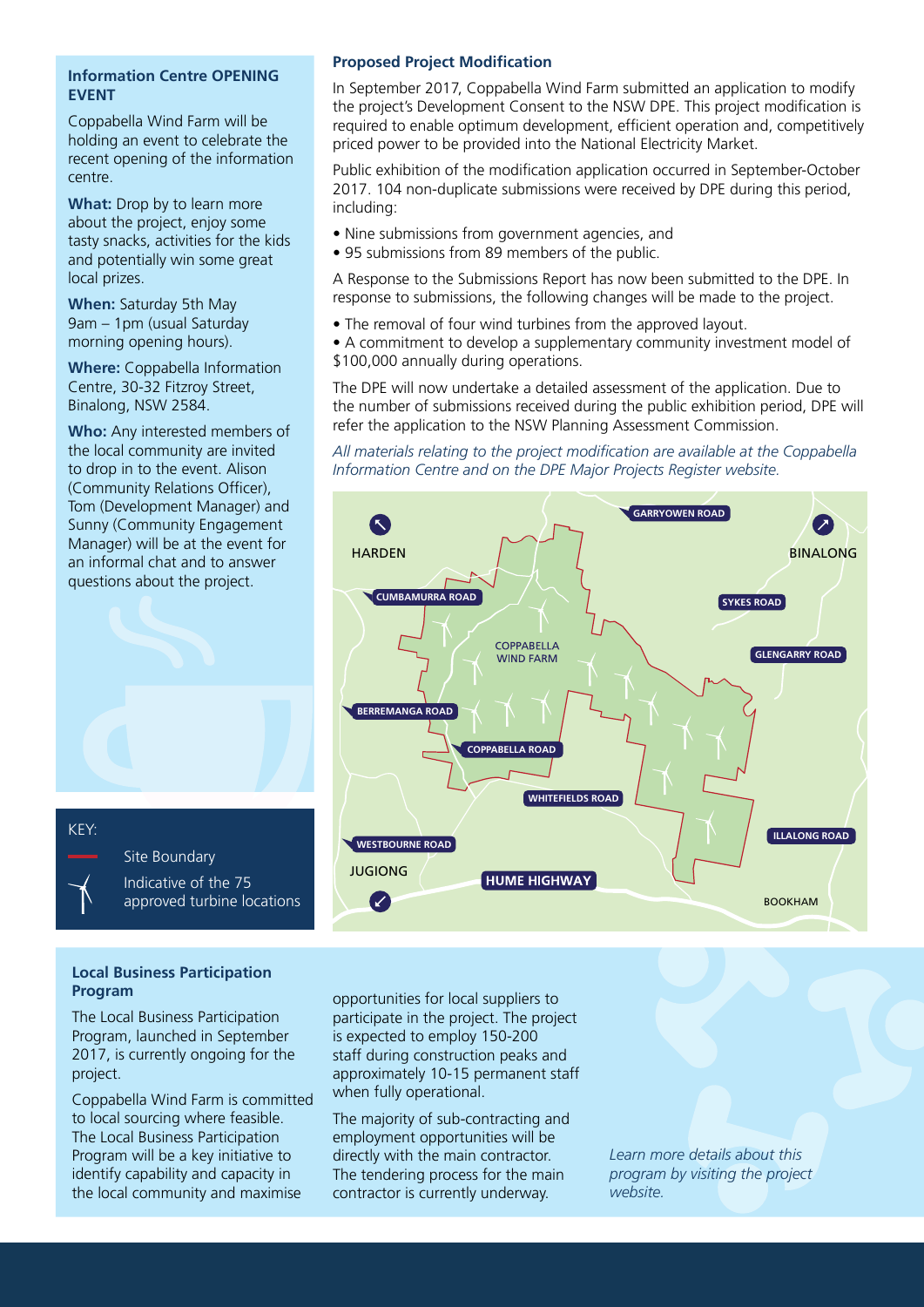## Information Centre OPENING EVENT

Coppabella Wind Farm will be holding an event to celebrate the recent opening of the information centre.

**What:** Drop by to learn more about the project, enjoy some tasty snacks, activities for the kids and potentially win some great local prizes.

**When:** Saturday 5th May 9am – 1pm (usual Saturday morning opening hours).

**Where:** Coppabella Information Centre, 30-32 Fitzroy Street, Binalong, NSW 2584.

**Who:** Any interested members of the local community are invited to drop in to the event. Alison (Community Relations Officer), Tom (Development Manager) and Sunny (Community Engagement Manager) will be at the event for an informal chat and to answer questions about the project.

## Proposed Project Modification

In September 2017, Coppabella Wind Farm submitted an application to modify the project's Development Consent to the NSW DPE. This project modification is required to enable optimum development, efficient operation and, competitively priced power to be provided into the National Electricity Market.

Public exhibition of the modification application occurred in September-October 2017. 104 non-duplicate submissions were received by DPE during this period, including:

- Nine submissions from government agencies, and
- 95 submissions from 89 members of the public.

A Response to the Submissions Report has now been submitted to the DPE. In response to submissions, the following changes will be made to the project.

- The removal of four wind turbines from the approved layout.
- A commitment to develop a supplementary community investment model of $100,000 annually during operations.

The DPE will now undertake a detailed assessment of the application. Due to the number of submissions received during the public exhibition period, DPE will refer the application to the NSW Planning Assessment Commission.

*All materials relating to the project modification are available at the Coppabella Information Centre and on the DPE Major Projects Register website.*

KEY:

- Site Boundary
- Indicative of the 75 approved turbine locations

## Local Business Participation Program

The Local Business Participation Program, launched in September 2017, is currently ongoing for the project.

Coppabella Wind Farm is committed to local sourcing where feasible. The Local Business Participation Program will be a key initiative to identify capability and capacity in the local community and maximise opportunities for local suppliers to participate in the project. The project is expected to employ 150-200 staff during construction peaks and approximately 10-15 permanent staff when fully operational.

The majority of sub-contracting and employment opportunities will be directly with the main contractor. The tendering process for the main contractor is currently underway.

*Learn more details about this program by visiting the project website.*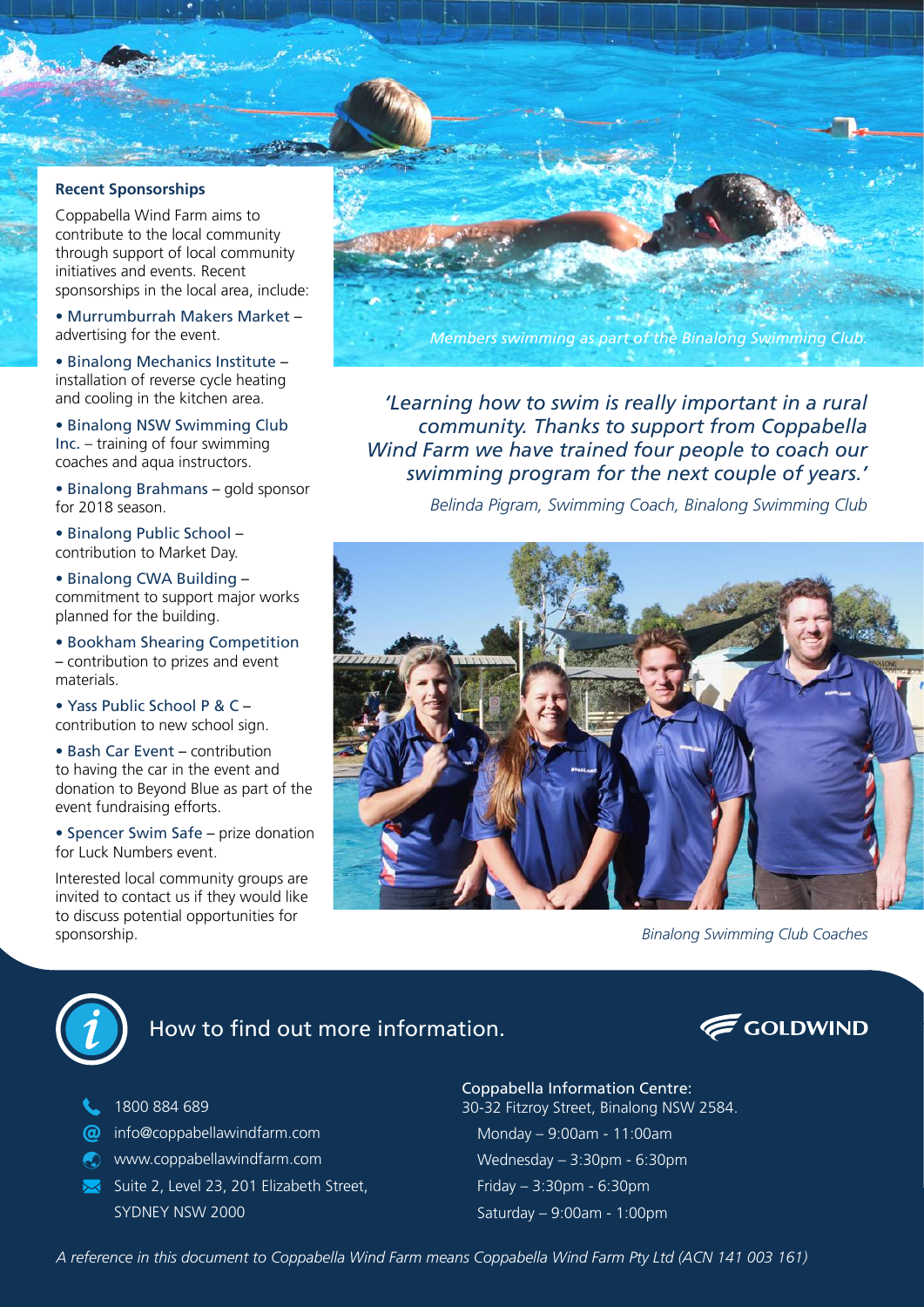## Recent Sponsorships

Coppabella Wind Farm aims to contribute to the local community through support of local community initiatives and events. Recent sponsorships in the local area, include:

- Murrumburrah Makers Market – advertising for the event.
- Binalong Mechanics Institute – installation of reverse cycle heating and cooling in the kitchen area.
- Binalong NSW Swimming Club Inc. – training of four swimming coaches and aqua instructors.
- Binalong Brahmans – gold sponsor for 2018 season.
- Binalong Public School – contribution to Market Day.
- Binalong CWA Building – commitment to support major works planned for the building.
- Bookham Shearing Competition – contribution to prizes and event materials.
- Yass Public School P & C – contribution to new school sign.
- Bash Car Event – contribution to having the car in the event and donation to Beyond Blue as part of the event fundraising efforts.
- Spencer Swim Safe – prize donation for Luck Numbers event.

Interested local community groups are invited to contact us if they would like to discuss potential opportunities for sponsorship.

*Members swimming as part of the Binalong Swimming Club.*

*'Learning how to swim is really important in a rural community. Thanks to support from Coppabella Wind Farm we have trained four people to coach our swimming program for the next couple of years.'*

*Belinda Pigram, Swimming Coach, Binalong Swimming Club*

*Binalong Swimming Club Coaches*

## How to find out more information.

GOLDWIND

- 1800 884 689
- info@coppabellawindfarm.com
- www.coppabellawindfarm.com
- Suite 2, Level 23, 201 Elizabeth Street, SYDNEY NSW 2000

Coppabella Information Centre:
30-32 Fitzroy Street, Binalong NSW 2584.

Monday – 9:00am - 11:00am
Wednesday – 3:30pm - 6:30pm
Friday – 3:30pm - 6:30pm
Saturday – 9:00am - 1:00pm

*A reference in this document to Coppabella Wind Farm means Coppabella Wind Farm Pty Ltd (ACN 141 003 161)*